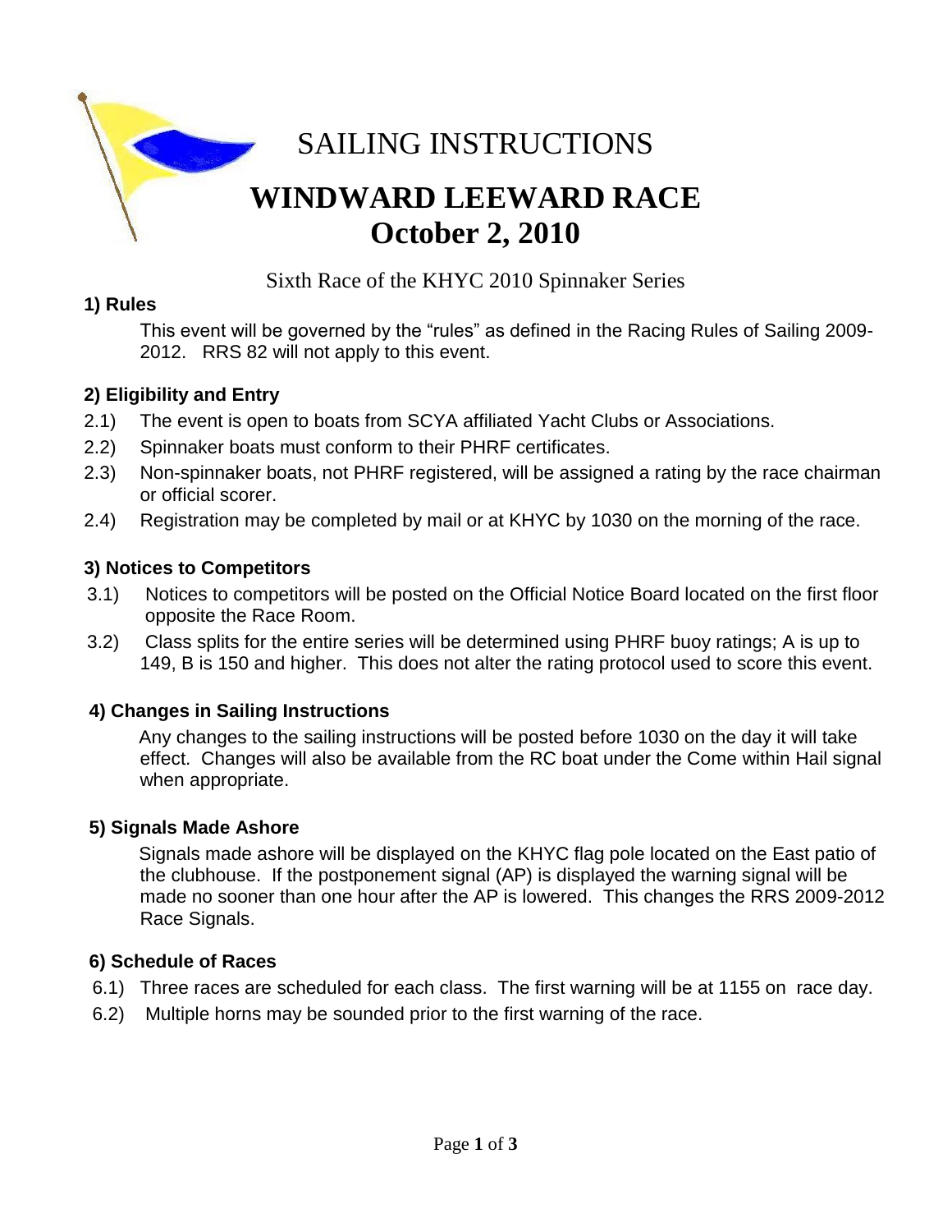# SAILING INSTRUCTIONS

# WINDWARD LEEWARD RACE
# October 2, 2010

Sixth Race of the KHYC 2010 Spinnaker Series

### 1) Rules

This event will be governed by the "rules" as defined in the Racing Rules of Sailing 2009-2012. RRS 82 will not apply to this event.

### 2) Eligibility and Entry

2.1) The event is open to boats from SCYA affiliated Yacht Clubs or Associations.

2.2) Spinnaker boats must conform to their PHRF certificates.

2.3) Non-spinnaker boats, not PHRF registered, will be assigned a rating by the race chairman or official scorer.

2.4) Registration may be completed by mail or at KHYC by 1030 on the morning of the race.

### 3) Notices to Competitors

3.1) Notices to competitors will be posted on the Official Notice Board located on the first floor opposite the Race Room.

3.2) Class splits for the entire series will be determined using PHRF buoy ratings; A is up to 149, B is 150 and higher. This does not alter the rating protocol used to score this event.

### 4) Changes in Sailing Instructions

Any changes to the sailing instructions will be posted before 1030 on the day it will take effect. Changes will also be available from the RC boat under the Come within Hail signal when appropriate.

### 5) Signals Made Ashore

Signals made ashore will be displayed on the KHYC flag pole located on the East patio of the clubhouse. If the postponement signal (AP) is displayed the warning signal will be made no sooner than one hour after the AP is lowered. This changes the RRS 2009-2012 Race Signals.

### 6) Schedule of Races

6.1) Three races are scheduled for each class. The first warning will be at 1155 on race day.

6.2) Multiple horns may be sounded prior to the first warning of the race.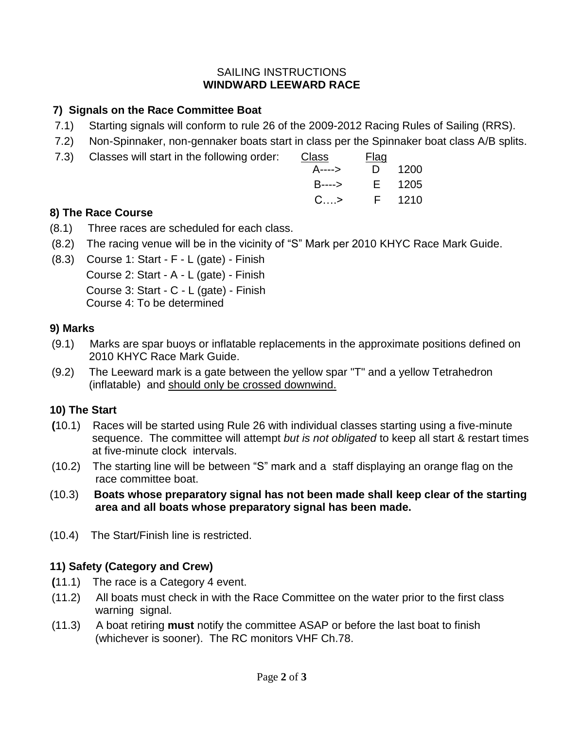SAILING INSTRUCTIONS

**WINDWARD LEEWARD RACE**

## 7) Signals on the Race Committee Boat

7.1) Starting signals will conform to rule 26 of the 2009-2012 Racing Rules of Sailing (RRS).

7.2) Non-Spinnaker, non-gennaker boats start in class per the Spinnaker boat class A/B splits.

7.3) Classes will start in the following order:

| Class | Flag | |
|---|---|---|
| A----> | D | 1200 |
| B----> | E | 1205 |
| C….> | F | 1210 |

## 8) The Race Course

(8.1) Three races are scheduled for each class.

(8.2) The racing venue will be in the vicinity of "S" Mark per 2010 KHYC Race Mark Guide.

(8.3) Course 1: Start - F - L (gate) - Finish
Course 2: Start - A - L (gate) - Finish
Course 3: Start - C - L (gate) - Finish
Course 4: To be determined

## 9) Marks

(9.1) Marks are spar buoys or inflatable replacements in the approximate positions defined on 2010 KHYC Race Mark Guide.

(9.2) The Leeward mark is a gate between the yellow spar "T" and a yellow Tetrahedron (inflatable) and <u>should only be crossed downwind.</u>

## 10) The Start

**(**10.1) Races will be started using Rule 26 with individual classes starting using a five-minute sequence. The committee will attempt *but is not obligated* to keep all start & restart times at five-minute clock intervals.

(10.2) The starting line will be between "S" mark and a staff displaying an orange flag on the race committee boat.

(10.3) **Boats whose preparatory signal has not been made shall keep clear of the starting area and all boats whose preparatory signal has been made.**

(10.4) The Start/Finish line is restricted.

## 11) Safety (Category and Crew)

**(**11.1) The race is a Category 4 event.

(11.2) All boats must check in with the Race Committee on the water prior to the first class warning signal.

(11.3) A boat retiring **must** notify the committee ASAP or before the last boat to finish (whichever is sooner). The RC monitors VHF Ch.78.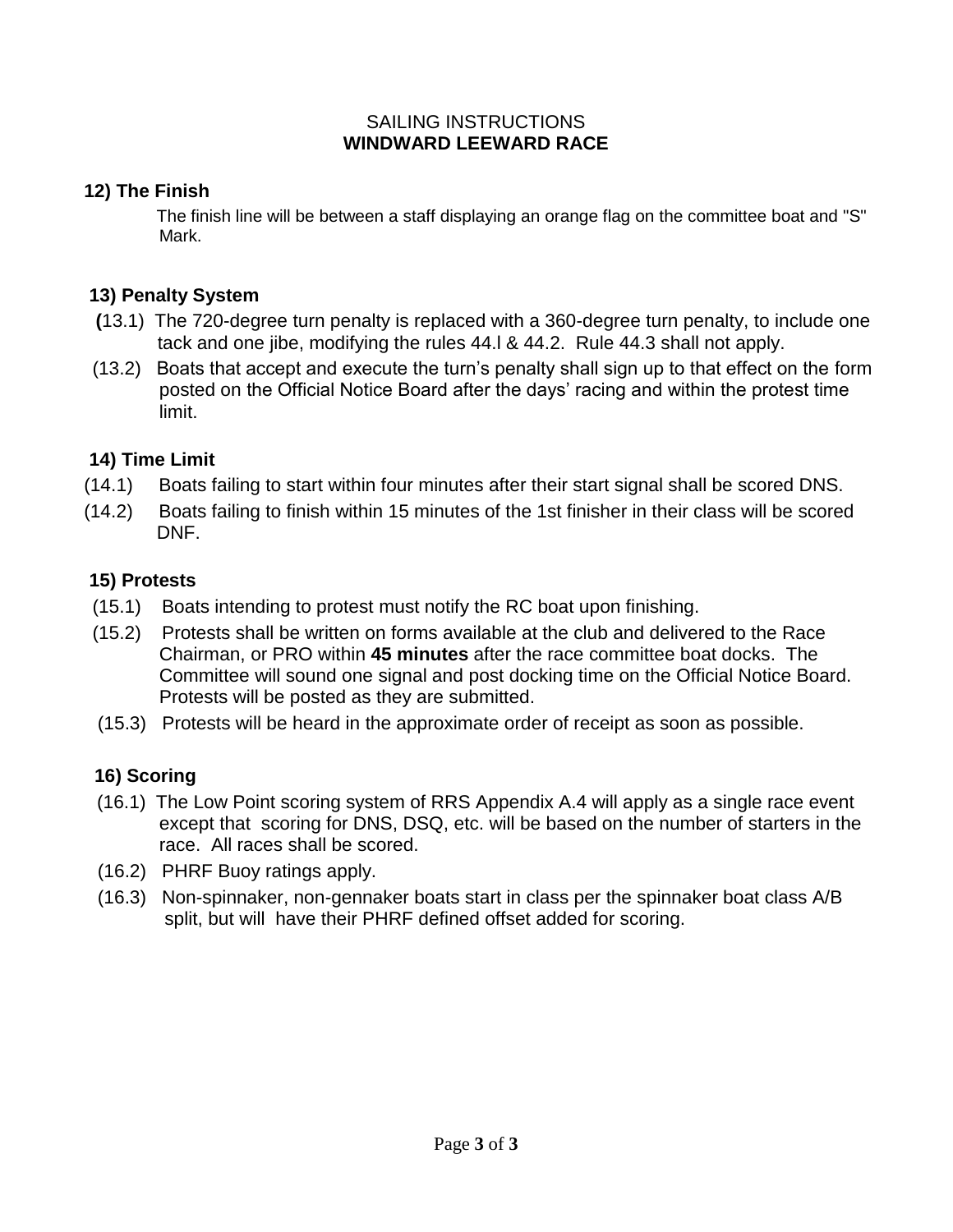SAILING INSTRUCTIONS
**WINDWARD LEEWARD RACE**

**12) The Finish**

The finish line will be between a staff displaying an orange flag on the committee boat and "S" Mark.

**13) Penalty System**

(13.1) The 720-degree turn penalty is replaced with a 360-degree turn penalty, to include one tack and one jibe, modifying the rules 44.l & 44.2. Rule 44.3 shall not apply.

(13.2) Boats that accept and execute the turn's penalty shall sign up to that effect on the form posted on the Official Notice Board after the days' racing and within the protest time limit.

**14) Time Limit**

(14.1) Boats failing to start within four minutes after their start signal shall be scored DNS.

(14.2) Boats failing to finish within 15 minutes of the 1st finisher in their class will be scored DNF.

**15) Protests**

(15.1) Boats intending to protest must notify the RC boat upon finishing.

(15.2) Protests shall be written on forms available at the club and delivered to the Race Chairman, or PRO within **45 minutes** after the race committee boat docks. The Committee will sound one signal and post docking time on the Official Notice Board. Protests will be posted as they are submitted.

(15.3) Protests will be heard in the approximate order of receipt as soon as possible.

**16) Scoring**

(16.1) The Low Point scoring system of RRS Appendix A.4 will apply as a single race event except that scoring for DNS, DSQ, etc. will be based on the number of starters in the race. All races shall be scored.

(16.2) PHRF Buoy ratings apply.

(16.3) Non-spinnaker, non-gennaker boats start in class per the spinnaker boat class A/B split, but will have their PHRF defined offset added for scoring.